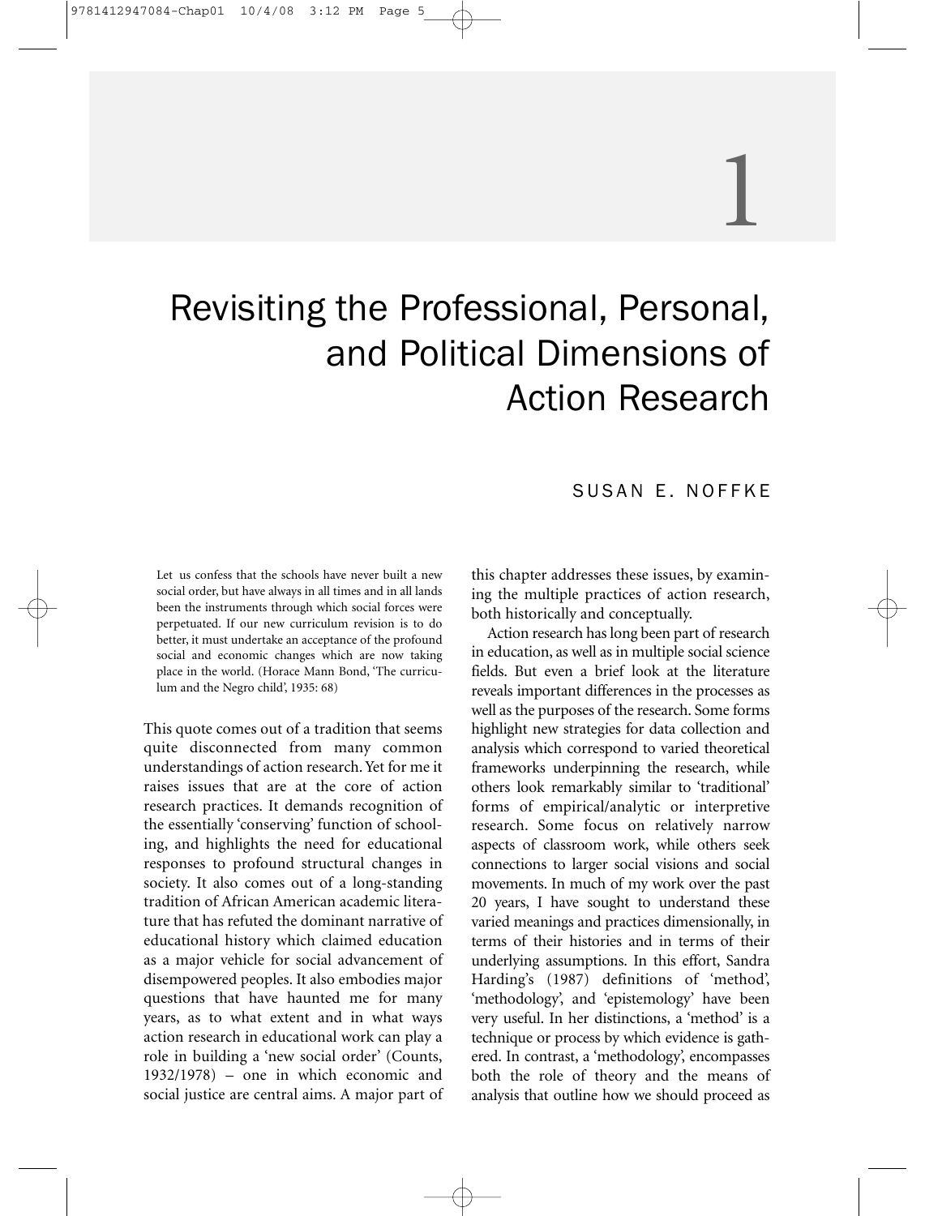# 1

# Revisiting the Professional, Personal, and Political Dimensions of Action Research

SUSAN E. NOFFKE

> Let us confess that the schools have never built a new social order, but have always in all times and in all lands been the instruments through which social forces were perpetuated. If our new curriculum revision is to do better, it must undertake an acceptance of the profound social and economic changes which are now taking place in the world. (Horace Mann Bond, 'The curriculum and the Negro child', 1935: 68)

This quote comes out of a tradition that seems quite disconnected from many common understandings of action research. Yet for me it raises issues that are at the core of action research practices. It demands recognition of the essentially 'conserving' function of schooling, and highlights the need for educational responses to profound structural changes in society. It also comes out of a long-standing tradition of African American academic literature that has refuted the dominant narrative of educational history which claimed education as a major vehicle for social advancement of disempowered peoples. It also embodies major questions that have haunted me for many years, as to what extent and in what ways action research in educational work can play a role in building a 'new social order' (Counts, 1932/1978) – one in which economic and social justice are central aims. A major part of this chapter addresses these issues, by examining the multiple practices of action research, both historically and conceptually.

Action research has long been part of research in education, as well as in multiple social science fields. But even a brief look at the literature reveals important differences in the processes as well as the purposes of the research. Some forms highlight new strategies for data collection and analysis which correspond to varied theoretical frameworks underpinning the research, while others look remarkably similar to 'traditional' forms of empirical/analytic or interpretive research. Some focus on relatively narrow aspects of classroom work, while others seek connections to larger social visions and social movements. In much of my work over the past 20 years, I have sought to understand these varied meanings and practices dimensionally, in terms of their histories and in terms of their underlying assumptions. In this effort, Sandra Harding's (1987) definitions of 'method', 'methodology', and 'epistemology' have been very useful. In her distinctions, a 'method' is a technique or process by which evidence is gathered. In contrast, a 'methodology', encompasses both the role of theory and the means of analysis that outline how we should proceed as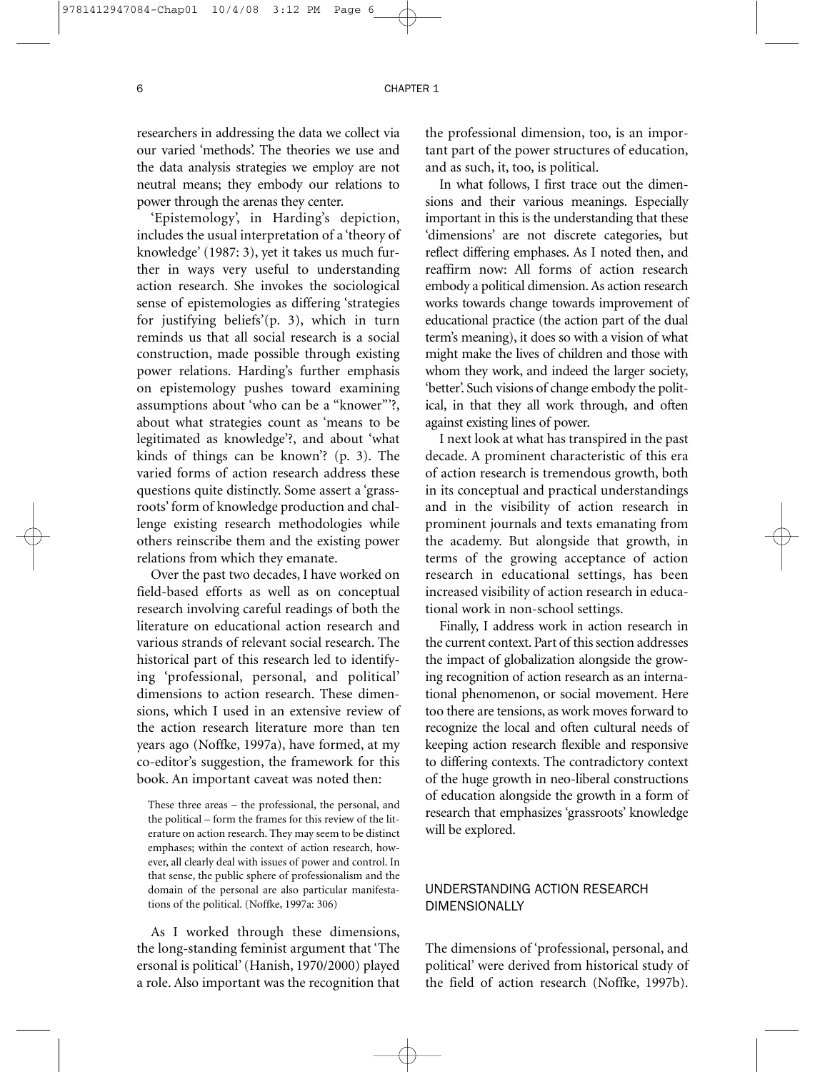researchers in addressing the data we collect via our varied 'methods'. The theories we use and the data analysis strategies we employ are not neutral means; they embody our relations to power through the arenas they center.

'Epistemology', in Harding's depiction, includes the usual interpretation of a 'theory of knowledge' (1987: 3), yet it takes us much further in ways very useful to understanding action research. She invokes the sociological sense of epistemologies as differing 'strategies for justifying beliefs'(p. 3), which in turn reminds us that all social research is a social construction, made possible through existing power relations. Harding's further emphasis on epistemology pushes toward examining assumptions about 'who can be a "knower"'?, about what strategies count as 'means to be legitimated as knowledge'?, and about 'what kinds of things can be known'? (p. 3). The varied forms of action research address these questions quite distinctly. Some assert a 'grassroots' form of knowledge production and challenge existing research methodologies while others reinscribe them and the existing power relations from which they emanate.

Over the past two decades, I have worked on field-based efforts as well as on conceptual research involving careful readings of both the literature on educational action research and various strands of relevant social research. The historical part of this research led to identifying 'professional, personal, and political' dimensions to action research. These dimensions, which I used in an extensive review of the action research literature more than ten years ago (Noffke, 1997a), have formed, at my co-editor's suggestion, the framework for this book. An important caveat was noted then:

> These three areas – the professional, the personal, and the political – form the frames for this review of the literature on action research. They may seem to be distinct emphases; within the context of action research, however, all clearly deal with issues of power and control. In that sense, the public sphere of professionalism and the domain of the personal are also particular manifestations of the political. (Noffke, 1997a: 306)

As I worked through these dimensions, the long-standing feminist argument that 'The ersonal is political' (Hanish, 1970/2000) played a role. Also important was the recognition that the professional dimension, too, is an important part of the power structures of education, and as such, it, too, is political.

In what follows, I first trace out the dimensions and their various meanings. Especially important in this is the understanding that these 'dimensions' are not discrete categories, but reflect differing emphases. As I noted then, and reaffirm now: All forms of action research embody a political dimension. As action research works towards change towards improvement of educational practice (the action part of the dual term's meaning), it does so with a vision of what might make the lives of children and those with whom they work, and indeed the larger society, 'better'. Such visions of change embody the political, in that they all work through, and often against existing lines of power.

I next look at what has transpired in the past decade. A prominent characteristic of this era of action research is tremendous growth, both in its conceptual and practical understandings and in the visibility of action research in prominent journals and texts emanating from the academy. But alongside that growth, in terms of the growing acceptance of action research in educational settings, has been increased visibility of action research in educational work in non-school settings.

Finally, I address work in action research in the current context. Part of this section addresses the impact of globalization alongside the growing recognition of action research as an international phenomenon, or social movement. Here too there are tensions, as work moves forward to recognize the local and often cultural needs of keeping action research flexible and responsive to differing contexts. The contradictory context of the huge growth in neo-liberal constructions of education alongside the growth in a form of research that emphasizes 'grassroots' knowledge will be explored.

## UNDERSTANDING ACTION RESEARCH DIMENSIONALLY

The dimensions of 'professional, personal, and political' were derived from historical study of the field of action research (Noffke, 1997b).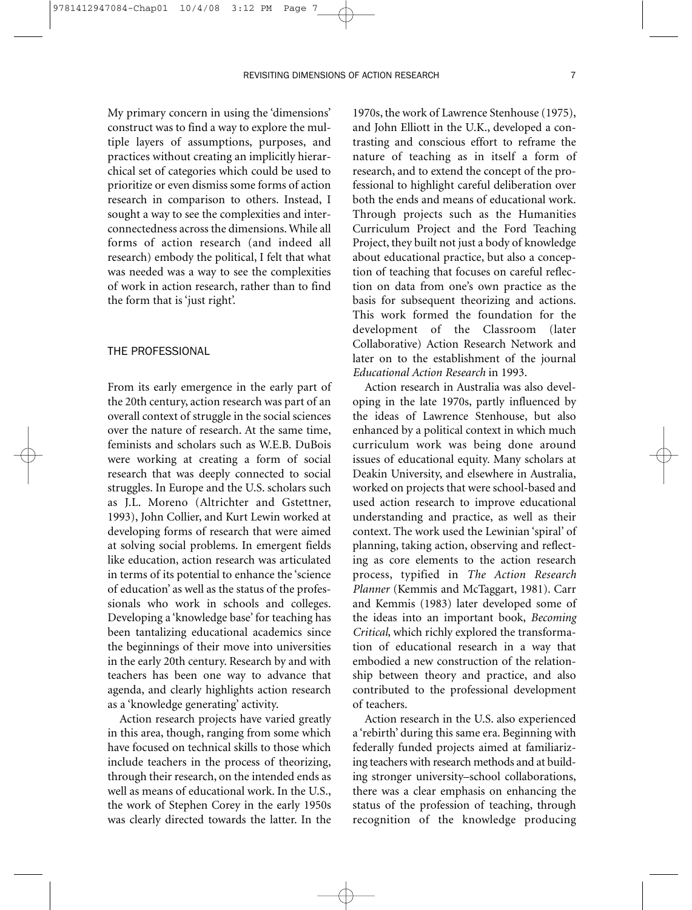My primary concern in using the 'dimensions' construct was to find a way to explore the multiple layers of assumptions, purposes, and practices without creating an implicitly hierarchical set of categories which could be used to prioritize or even dismiss some forms of action research in comparison to others. Instead, I sought a way to see the complexities and interconnectedness across the dimensions. While all forms of action research (and indeed all research) embody the political, I felt that what was needed was a way to see the complexities of work in action research, rather than to find the form that is 'just right'.

## THE PROFESSIONAL

From its early emergence in the early part of the 20th century, action research was part of an overall context of struggle in the social sciences over the nature of research. At the same time, feminists and scholars such as W.E.B. DuBois were working at creating a form of social research that was deeply connected to social struggles. In Europe and the U.S. scholars such as J.L. Moreno (Altrichter and Gstettner, 1993), John Collier, and Kurt Lewin worked at developing forms of research that were aimed at solving social problems. In emergent fields like education, action research was articulated in terms of its potential to enhance the 'science of education' as well as the status of the professionals who work in schools and colleges. Developing a 'knowledge base' for teaching has been tantalizing educational academics since the beginnings of their move into universities in the early 20th century. Research by and with teachers has been one way to advance that agenda, and clearly highlights action research as a 'knowledge generating' activity.

Action research projects have varied greatly in this area, though, ranging from some which have focused on technical skills to those which include teachers in the process of theorizing, through their research, on the intended ends as well as means of educational work. In the U.S., the work of Stephen Corey in the early 1950s was clearly directed towards the latter. In the 1970s, the work of Lawrence Stenhouse (1975), and John Elliott in the U.K., developed a contrasting and conscious effort to reframe the nature of teaching as in itself a form of research, and to extend the concept of the professional to highlight careful deliberation over both the ends and means of educational work. Through projects such as the Humanities Curriculum Project and the Ford Teaching Project, they built not just a body of knowledge about educational practice, but also a conception of teaching that focuses on careful reflection on data from one's own practice as the basis for subsequent theorizing and actions. This work formed the foundation for the development of the Classroom (later Collaborative) Action Research Network and later on to the establishment of the journal *Educational Action Research* in 1993.

Action research in Australia was also developing in the late 1970s, partly influenced by the ideas of Lawrence Stenhouse, but also enhanced by a political context in which much curriculum work was being done around issues of educational equity. Many scholars at Deakin University, and elsewhere in Australia, worked on projects that were school-based and used action research to improve educational understanding and practice, as well as their context. The work used the Lewinian 'spiral' of planning, taking action, observing and reflecting as core elements to the action research process, typified in *The Action Research Planner* (Kemmis and McTaggart, 1981). Carr and Kemmis (1983) later developed some of the ideas into an important book, *Becoming Critical*, which richly explored the transformation of educational research in a way that embodied a new construction of the relationship between theory and practice, and also contributed to the professional development of teachers.

Action research in the U.S. also experienced a 'rebirth' during this same era. Beginning with federally funded projects aimed at familiarizing teachers with research methods and at building stronger university–school collaborations, there was a clear emphasis on enhancing the status of the profession of teaching, through recognition of the knowledge producing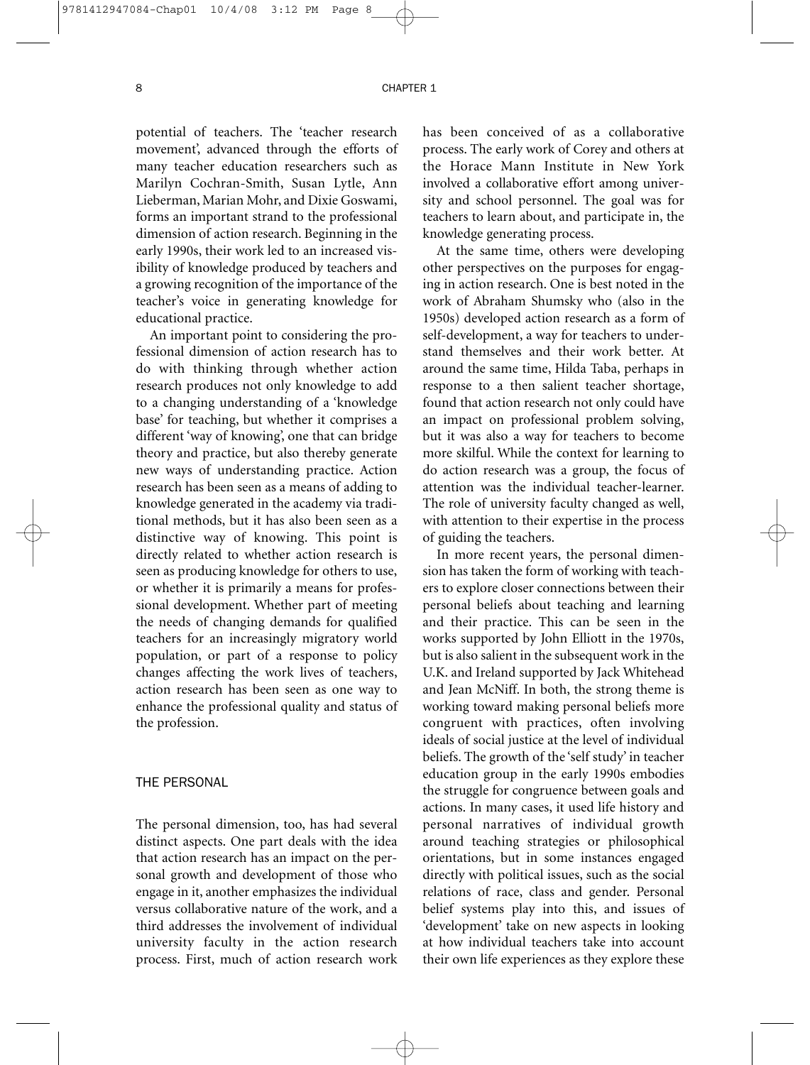potential of teachers. The 'teacher research movement', advanced through the efforts of many teacher education researchers such as Marilyn Cochran-Smith, Susan Lytle, Ann Lieberman, Marian Mohr, and Dixie Goswami, forms an important strand to the professional dimension of action research. Beginning in the early 1990s, their work led to an increased visibility of knowledge produced by teachers and a growing recognition of the importance of the teacher's voice in generating knowledge for educational practice.

An important point to considering the professional dimension of action research has to do with thinking through whether action research produces not only knowledge to add to a changing understanding of a 'knowledge base' for teaching, but whether it comprises a different 'way of knowing', one that can bridge theory and practice, but also thereby generate new ways of understanding practice. Action research has been seen as a means of adding to knowledge generated in the academy via traditional methods, but it has also been seen as a distinctive way of knowing. This point is directly related to whether action research is seen as producing knowledge for others to use, or whether it is primarily a means for professional development. Whether part of meeting the needs of changing demands for qualified teachers for an increasingly migratory world population, or part of a response to policy changes affecting the work lives of teachers, action research has been seen as one way to enhance the professional quality and status of the profession.

## THE PERSONAL

The personal dimension, too, has had several distinct aspects. One part deals with the idea that action research has an impact on the personal growth and development of those who engage in it, another emphasizes the individual versus collaborative nature of the work, and a third addresses the involvement of individual university faculty in the action research process. First, much of action research work has been conceived of as a collaborative process. The early work of Corey and others at the Horace Mann Institute in New York involved a collaborative effort among university and school personnel. The goal was for teachers to learn about, and participate in, the knowledge generating process.

At the same time, others were developing other perspectives on the purposes for engaging in action research. One is best noted in the work of Abraham Shumsky who (also in the 1950s) developed action research as a form of self-development, a way for teachers to understand themselves and their work better. At around the same time, Hilda Taba, perhaps in response to a then salient teacher shortage, found that action research not only could have an impact on professional problem solving, but it was also a way for teachers to become more skilful. While the context for learning to do action research was a group, the focus of attention was the individual teacher-learner. The role of university faculty changed as well, with attention to their expertise in the process of guiding the teachers.

In more recent years, the personal dimension has taken the form of working with teachers to explore closer connections between their personal beliefs about teaching and learning and their practice. This can be seen in the works supported by John Elliott in the 1970s, but is also salient in the subsequent work in the U.K. and Ireland supported by Jack Whitehead and Jean McNiff. In both, the strong theme is working toward making personal beliefs more congruent with practices, often involving ideals of social justice at the level of individual beliefs. The growth of the 'self study' in teacher education group in the early 1990s embodies the struggle for congruence between goals and actions. In many cases, it used life history and personal narratives of individual growth around teaching strategies or philosophical orientations, but in some instances engaged directly with political issues, such as the social relations of race, class and gender. Personal belief systems play into this, and issues of 'development' take on new aspects in looking at how individual teachers take into account their own life experiences as they explore these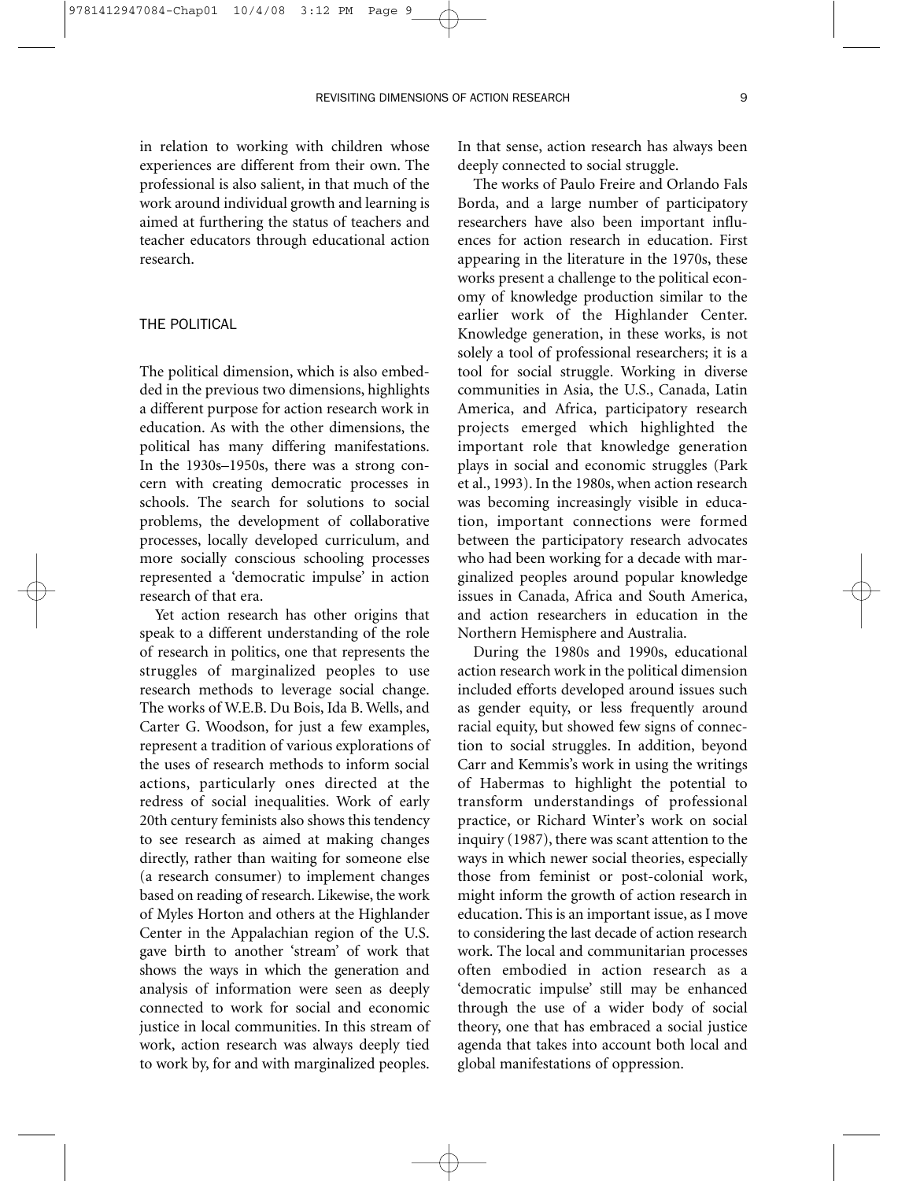in relation to working with children whose experiences are different from their own. The professional is also salient, in that much of the work around individual growth and learning is aimed at furthering the status of teachers and teacher educators through educational action research.

## THE POLITICAL

The political dimension, which is also embedded in the previous two dimensions, highlights a different purpose for action research work in education. As with the other dimensions, the political has many differing manifestations. In the 1930s–1950s, there was a strong concern with creating democratic processes in schools. The search for solutions to social problems, the development of collaborative processes, locally developed curriculum, and more socially conscious schooling processes represented a 'democratic impulse' in action research of that era.

Yet action research has other origins that speak to a different understanding of the role of research in politics, one that represents the struggles of marginalized peoples to use research methods to leverage social change. The works of W.E.B. Du Bois, Ida B. Wells, and Carter G. Woodson, for just a few examples, represent a tradition of various explorations of the uses of research methods to inform social actions, particularly ones directed at the redress of social inequalities. Work of early 20th century feminists also shows this tendency to see research as aimed at making changes directly, rather than waiting for someone else (a research consumer) to implement changes based on reading of research. Likewise, the work of Myles Horton and others at the Highlander Center in the Appalachian region of the U.S. gave birth to another 'stream' of work that shows the ways in which the generation and analysis of information were seen as deeply connected to work for social and economic justice in local communities. In this stream of work, action research was always deeply tied to work by, for and with marginalized peoples. In that sense, action research has always been deeply connected to social struggle.

The works of Paulo Freire and Orlando Fals Borda, and a large number of participatory researchers have also been important influences for action research in education. First appearing in the literature in the 1970s, these works present a challenge to the political economy of knowledge production similar to the earlier work of the Highlander Center. Knowledge generation, in these works, is not solely a tool of professional researchers; it is a tool for social struggle. Working in diverse communities in Asia, the U.S., Canada, Latin America, and Africa, participatory research projects emerged which highlighted the important role that knowledge generation plays in social and economic struggles (Park et al., 1993). In the 1980s, when action research was becoming increasingly visible in education, important connections were formed between the participatory research advocates who had been working for a decade with marginalized peoples around popular knowledge issues in Canada, Africa and South America, and action researchers in education in the Northern Hemisphere and Australia.

During the 1980s and 1990s, educational action research work in the political dimension included efforts developed around issues such as gender equity, or less frequently around racial equity, but showed few signs of connection to social struggles. In addition, beyond Carr and Kemmis's work in using the writings of Habermas to highlight the potential to transform understandings of professional practice, or Richard Winter's work on social inquiry (1987), there was scant attention to the ways in which newer social theories, especially those from feminist or post-colonial work, might inform the growth of action research in education. This is an important issue, as I move to considering the last decade of action research work. The local and communitarian processes often embodied in action research as a 'democratic impulse' still may be enhanced through the use of a wider body of social theory, one that has embraced a social justice agenda that takes into account both local and global manifestations of oppression.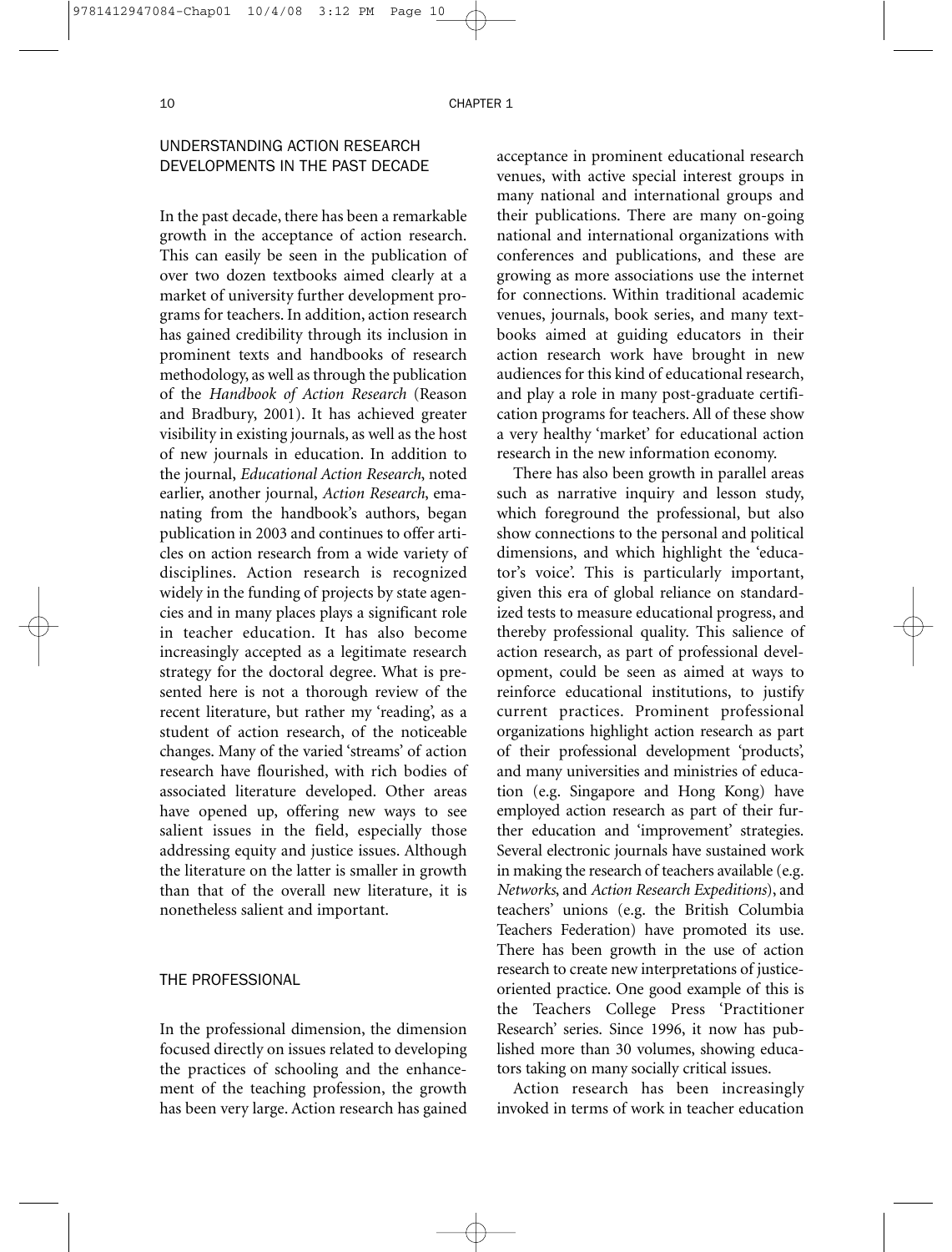## UNDERSTANDING ACTION RESEARCH DEVELOPMENTS IN THE PAST DECADE

In the past decade, there has been a remarkable growth in the acceptance of action research. This can easily be seen in the publication of over two dozen textbooks aimed clearly at a market of university further development programs for teachers. In addition, action research has gained credibility through its inclusion in prominent texts and handbooks of research methodology, as well as through the publication of the *Handbook of Action Research* (Reason and Bradbury, 2001). It has achieved greater visibility in existing journals, as well as the host of new journals in education. In addition to the journal, *Educational Action Research*, noted earlier, another journal, *Action Research*, emanating from the handbook's authors, began publication in 2003 and continues to offer articles on action research from a wide variety of disciplines. Action research is recognized widely in the funding of projects by state agencies and in many places plays a significant role in teacher education. It has also become increasingly accepted as a legitimate research strategy for the doctoral degree. What is presented here is not a thorough review of the recent literature, but rather my 'reading', as a student of action research, of the noticeable changes. Many of the varied 'streams' of action research have flourished, with rich bodies of associated literature developed. Other areas have opened up, offering new ways to see salient issues in the field, especially those addressing equity and justice issues. Although the literature on the latter is smaller in growth than that of the overall new literature, it is nonetheless salient and important.

## THE PROFESSIONAL

In the professional dimension, the dimension focused directly on issues related to developing the practices of schooling and the enhancement of the teaching profession, the growth has been very large. Action research has gained acceptance in prominent educational research venues, with active special interest groups in many national and international groups and their publications. There are many on-going national and international organizations with conferences and publications, and these are growing as more associations use the internet for connections. Within traditional academic venues, journals, book series, and many textbooks aimed at guiding educators in their action research work have brought in new audiences for this kind of educational research, and play a role in many post-graduate certification programs for teachers. All of these show a very healthy 'market' for educational action research in the new information economy.

There has also been growth in parallel areas such as narrative inquiry and lesson study, which foreground the professional, but also show connections to the personal and political dimensions, and which highlight the 'educator's voice'. This is particularly important, given this era of global reliance on standardized tests to measure educational progress, and thereby professional quality. This salience of action research, as part of professional development, could be seen as aimed at ways to reinforce educational institutions, to justify current practices. Prominent professional organizations highlight action research as part of their professional development 'products', and many universities and ministries of education (e.g. Singapore and Hong Kong) have employed action research as part of their further education and 'improvement' strategies. Several electronic journals have sustained work in making the research of teachers available (e.g. *Networks*, and *Action Research Expeditions*), and teachers' unions (e.g. the British Columbia Teachers Federation) have promoted its use. There has been growth in the use of action research to create new interpretations of justice-oriented practice. One good example of this is the Teachers College Press 'Practitioner Research' series. Since 1996, it now has published more than 30 volumes, showing educators taking on many socially critical issues.

Action research has been increasingly invoked in terms of work in teacher education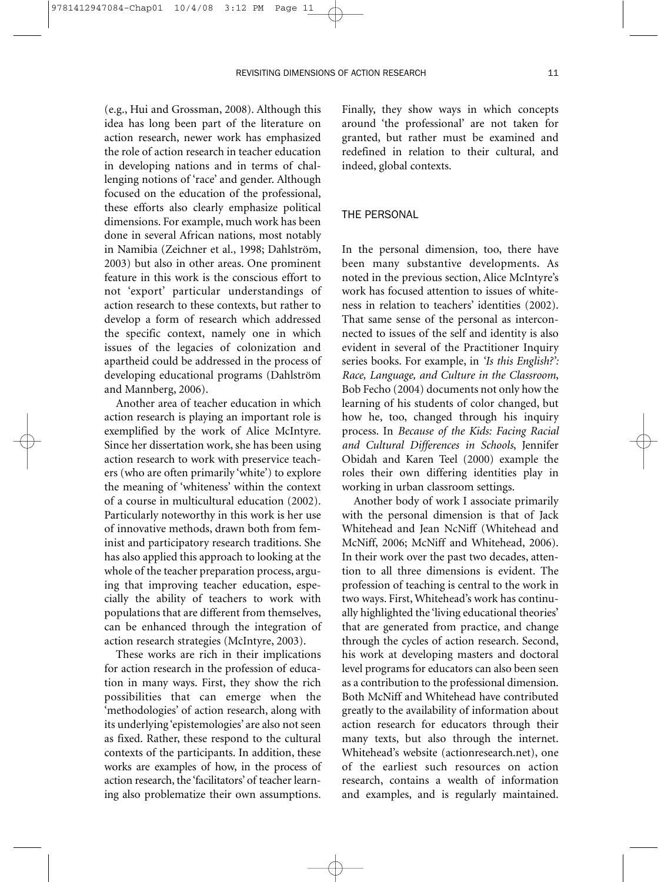(e.g., Hui and Grossman, 2008). Although this idea has long been part of the literature on action research, newer work has emphasized the role of action research in teacher education in developing nations and in terms of challenging notions of 'race' and gender. Although focused on the education of the professional, these efforts also clearly emphasize political dimensions. For example, much work has been done in several African nations, most notably in Namibia (Zeichner et al., 1998; Dahlström, 2003) but also in other areas. One prominent feature in this work is the conscious effort to not 'export' particular understandings of action research to these contexts, but rather to develop a form of research which addressed the specific context, namely one in which issues of the legacies of colonization and apartheid could be addressed in the process of developing educational programs (Dahlström and Mannberg, 2006).

Another area of teacher education in which action research is playing an important role is exemplified by the work of Alice McIntyre. Since her dissertation work, she has been using action research to work with preservice teachers (who are often primarily 'white') to explore the meaning of 'whiteness' within the context of a course in multicultural education (2002). Particularly noteworthy in this work is her use of innovative methods, drawn both from feminist and participatory research traditions. She has also applied this approach to looking at the whole of the teacher preparation process, arguing that improving teacher education, especially the ability of teachers to work with populations that are different from themselves, can be enhanced through the integration of action research strategies (McIntyre, 2003).

These works are rich in their implications for action research in the profession of education in many ways. First, they show the rich possibilities that can emerge when the 'methodologies' of action research, along with its underlying 'epistemologies' are also not seen as fixed. Rather, these respond to the cultural contexts of the participants. In addition, these works are examples of how, in the process of action research, the 'facilitators' of teacher learning also problematize their own assumptions. Finally, they show ways in which concepts around 'the professional' are not taken for granted, but rather must be examined and redefined in relation to their cultural, and indeed, global contexts.

## THE PERSONAL

In the personal dimension, too, there have been many substantive developments. As noted in the previous section, Alice McIntyre's work has focused attention to issues of whiteness in relation to teachers' identities (2002). That same sense of the personal as interconnected to issues of the self and identity is also evident in several of the Practitioner Inquiry series books. For example, in *'Is this English?': Race, Language, and Culture in the Classroom*, Bob Fecho (2004) documents not only how the learning of his students of color changed, but how he, too, changed through his inquiry process. In *Because of the Kids: Facing Racial and Cultural Differences in Schools*, Jennifer Obidah and Karen Teel (2000) example the roles their own differing identities play in working in urban classroom settings.

Another body of work I associate primarily with the personal dimension is that of Jack Whitehead and Jean NcNiff (Whitehead and McNiff, 2006; McNiff and Whitehead, 2006). In their work over the past two decades, attention to all three dimensions is evident. The profession of teaching is central to the work in two ways. First, Whitehead's work has continually highlighted the 'living educational theories' that are generated from practice, and change through the cycles of action research. Second, his work at developing masters and doctoral level programs for educators can also been seen as a contribution to the professional dimension. Both McNiff and Whitehead have contributed greatly to the availability of information about action research for educators through their many texts, but also through the internet. Whitehead's website (actionresearch.net), one of the earliest such resources on action research, contains a wealth of information and examples, and is regularly maintained.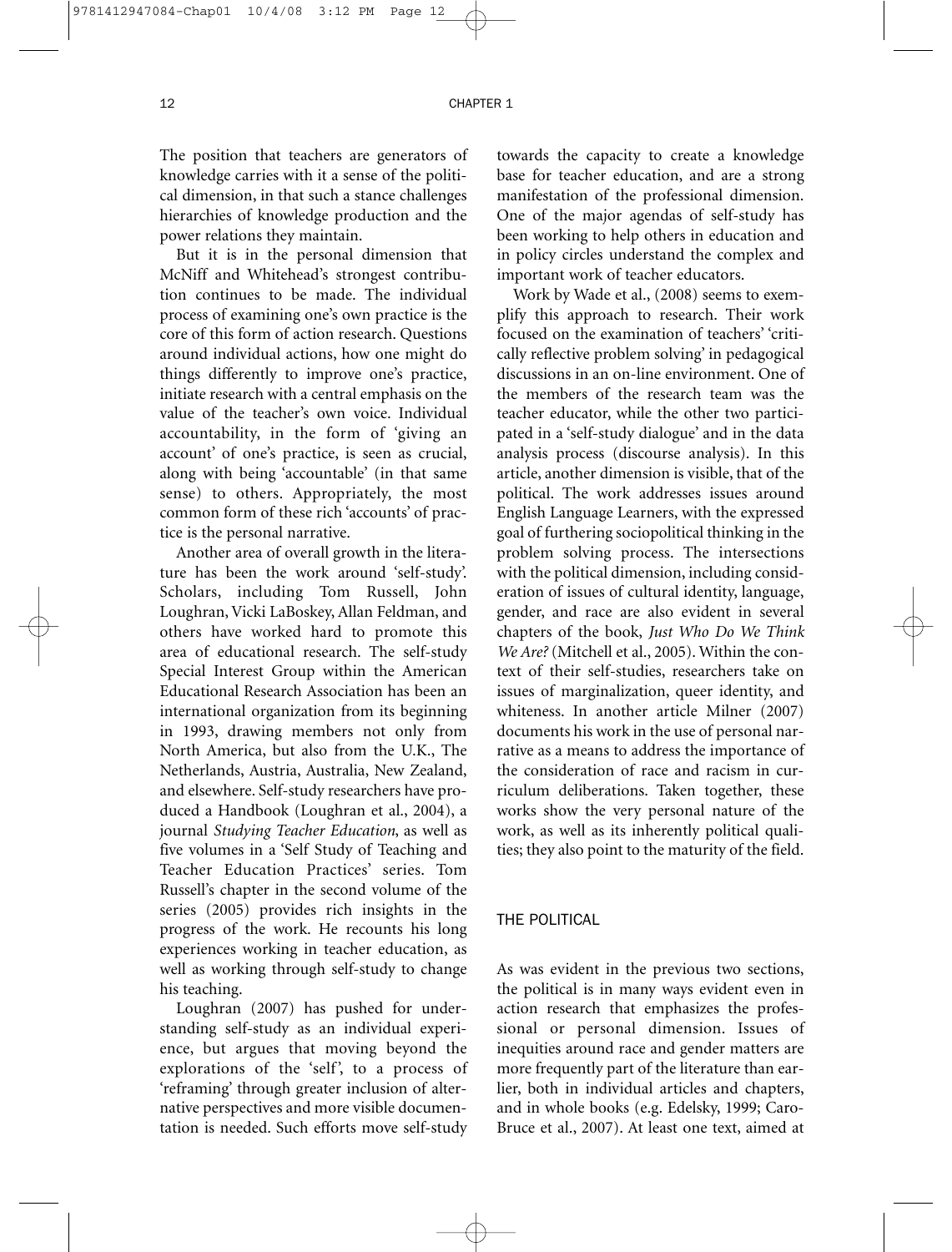The position that teachers are generators of knowledge carries with it a sense of the political dimension, in that such a stance challenges hierarchies of knowledge production and the power relations they maintain.

But it is in the personal dimension that McNiff and Whitehead's strongest contribution continues to be made. The individual process of examining one's own practice is the core of this form of action research. Questions around individual actions, how one might do things differently to improve one's practice, initiate research with a central emphasis on the value of the teacher's own voice. Individual accountability, in the form of 'giving an account' of one's practice, is seen as crucial, along with being 'accountable' (in that same sense) to others. Appropriately, the most common form of these rich 'accounts' of practice is the personal narrative.

Another area of overall growth in the literature has been the work around 'self-study'. Scholars, including Tom Russell, John Loughran, Vicki LaBoskey, Allan Feldman, and others have worked hard to promote this area of educational research. The self-study Special Interest Group within the American Educational Research Association has been an international organization from its beginning in 1993, drawing members not only from North America, but also from the U.K., The Netherlands, Austria, Australia, New Zealand, and elsewhere. Self-study researchers have produced a Handbook (Loughran et al., 2004), a journal *Studying Teacher Education*, as well as five volumes in a 'Self Study of Teaching and Teacher Education Practices' series. Tom Russell's chapter in the second volume of the series (2005) provides rich insights in the progress of the work. He recounts his long experiences working in teacher education, as well as working through self-study to change his teaching.

Loughran (2007) has pushed for understanding self-study as an individual experience, but argues that moving beyond the explorations of the 'self', to a process of 'reframing' through greater inclusion of alternative perspectives and more visible documentation is needed. Such efforts move self-study towards the capacity to create a knowledge base for teacher education, and are a strong manifestation of the professional dimension. One of the major agendas of self-study has been working to help others in education and in policy circles understand the complex and important work of teacher educators.

Work by Wade et al., (2008) seems to exemplify this approach to research. Their work focused on the examination of teachers' 'critically reflective problem solving' in pedagogical discussions in an on-line environment. One of the members of the research team was the teacher educator, while the other two participated in a 'self-study dialogue' and in the data analysis process (discourse analysis). In this article, another dimension is visible, that of the political. The work addresses issues around English Language Learners, with the expressed goal of furthering sociopolitical thinking in the problem solving process. The intersections with the political dimension, including consideration of issues of cultural identity, language, gender, and race are also evident in several chapters of the book, *Just Who Do We Think We Are?* (Mitchell et al., 2005). Within the context of their self-studies, researchers take on issues of marginalization, queer identity, and whiteness. In another article Milner (2007) documents his work in the use of personal narrative as a means to address the importance of the consideration of race and racism in curriculum deliberations. Taken together, these works show the very personal nature of the work, as well as its inherently political qualities; they also point to the maturity of the field.

## THE POLITICAL

As was evident in the previous two sections, the political is in many ways evident even in action research that emphasizes the professional or personal dimension. Issues of inequities around race and gender matters are more frequently part of the literature than earlier, both in individual articles and chapters, and in whole books (e.g. Edelsky, 1999; Caro-Bruce et al., 2007). At least one text, aimed at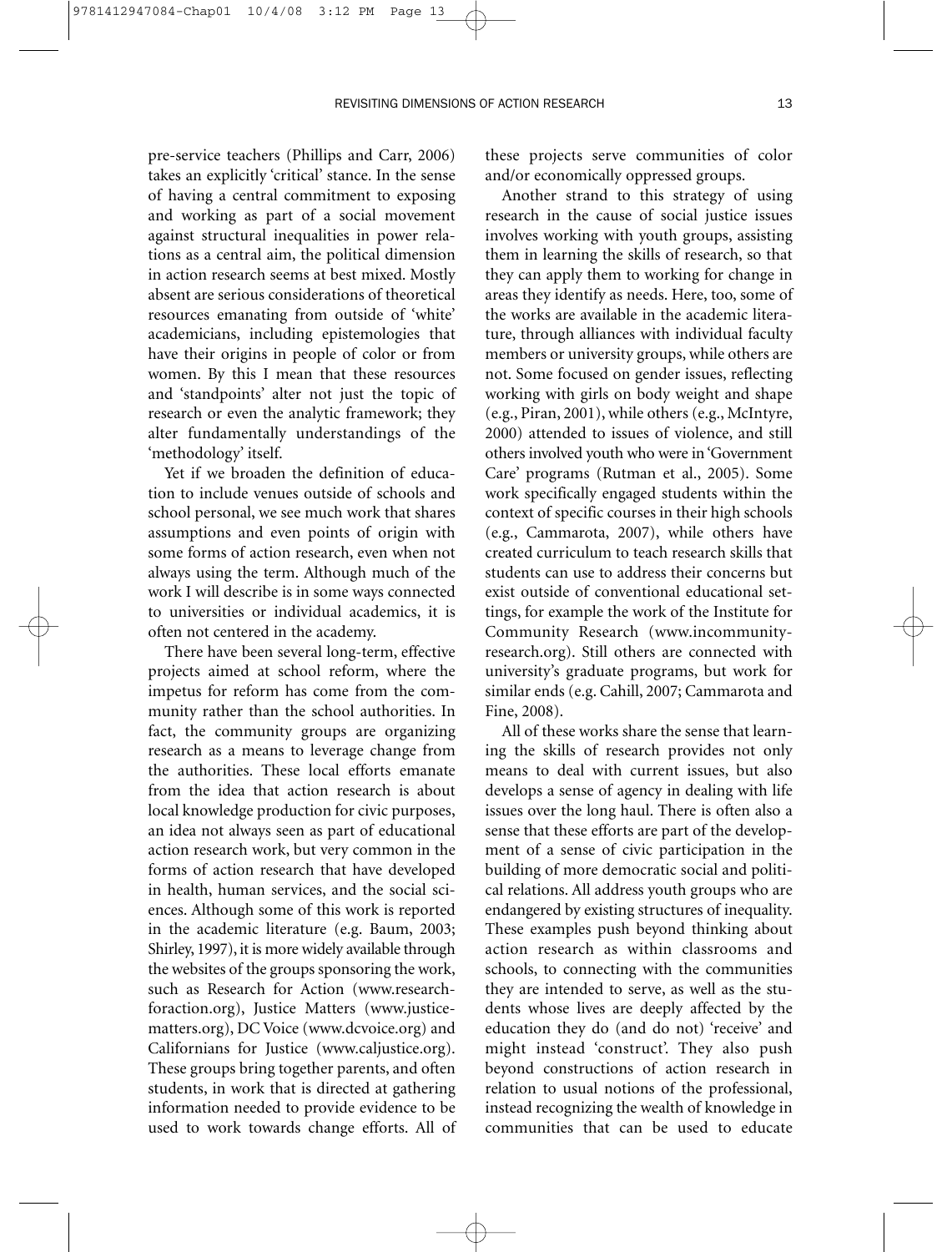pre-service teachers (Phillips and Carr, 2006) takes an explicitly 'critical' stance. In the sense of having a central commitment to exposing and working as part of a social movement against structural inequalities in power relations as a central aim, the political dimension in action research seems at best mixed. Mostly absent are serious considerations of theoretical resources emanating from outside of 'white' academicians, including epistemologies that have their origins in people of color or from women. By this I mean that these resources and 'standpoints' alter not just the topic of research or even the analytic framework; they alter fundamentally understandings of the 'methodology' itself.

Yet if we broaden the definition of education to include venues outside of schools and school personal, we see much work that shares assumptions and even points of origin with some forms of action research, even when not always using the term. Although much of the work I will describe is in some ways connected to universities or individual academics, it is often not centered in the academy.

There have been several long-term, effective projects aimed at school reform, where the impetus for reform has come from the community rather than the school authorities. In fact, the community groups are organizing research as a means to leverage change from the authorities. These local efforts emanate from the idea that action research is about local knowledge production for civic purposes, an idea not always seen as part of educational action research work, but very common in the forms of action research that have developed in health, human services, and the social sciences. Although some of this work is reported in the academic literature (e.g. Baum, 2003; Shirley, 1997), it is more widely available through the websites of the groups sponsoring the work, such as Research for Action (www.researchforaction.org), Justice Matters (www.justicematters.org), DC Voice (www.dcvoice.org) and Californians for Justice (www.caljustice.org). These groups bring together parents, and often students, in work that is directed at gathering information needed to provide evidence to be used to work towards change efforts. All of these projects serve communities of color and/or economically oppressed groups.

Another strand to this strategy of using research in the cause of social justice issues involves working with youth groups, assisting them in learning the skills of research, so that they can apply them to working for change in areas they identify as needs. Here, too, some of the works are available in the academic literature, through alliances with individual faculty members or university groups, while others are not. Some focused on gender issues, reflecting working with girls on body weight and shape (e.g., Piran, 2001), while others (e.g., McIntyre, 2000) attended to issues of violence, and still others involved youth who were in 'Government Care' programs (Rutman et al., 2005). Some work specifically engaged students within the context of specific courses in their high schools (e.g., Cammarota, 2007), while others have created curriculum to teach research skills that students can use to address their concerns but exist outside of conventional educational settings, for example the work of the Institute for Community Research (www.incommunityresearch.org). Still others are connected with university's graduate programs, but work for similar ends (e.g. Cahill, 2007; Cammarota and Fine, 2008).

All of these works share the sense that learning the skills of research provides not only means to deal with current issues, but also develops a sense of agency in dealing with life issues over the long haul. There is often also a sense that these efforts are part of the development of a sense of civic participation in the building of more democratic social and political relations. All address youth groups who are endangered by existing structures of inequality. These examples push beyond thinking about action research as within classrooms and schools, to connecting with the communities they are intended to serve, as well as the students whose lives are deeply affected by the education they do (and do not) 'receive' and might instead 'construct'. They also push beyond constructions of action research in relation to usual notions of the professional, instead recognizing the wealth of knowledge in communities that can be used to educate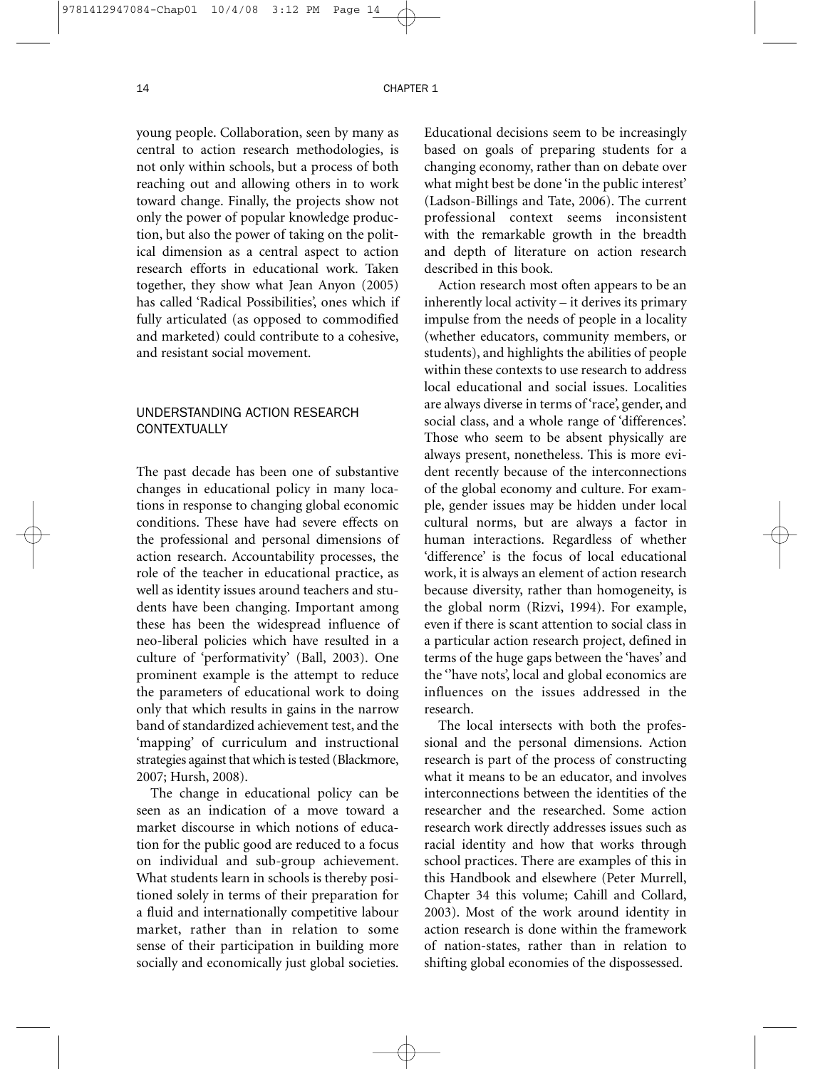young people. Collaboration, seen by many as central to action research methodologies, is not only within schools, but a process of both reaching out and allowing others in to work toward change. Finally, the projects show not only the power of popular knowledge production, but also the power of taking on the political dimension as a central aspect to action research efforts in educational work. Taken together, they show what Jean Anyon (2005) has called 'Radical Possibilities', ones which if fully articulated (as opposed to commodified and marketed) could contribute to a cohesive, and resistant social movement.

## UNDERSTANDING ACTION RESEARCH CONTEXTUALLY

The past decade has been one of substantive changes in educational policy in many locations in response to changing global economic conditions. These have had severe effects on the professional and personal dimensions of action research. Accountability processes, the role of the teacher in educational practice, as well as identity issues around teachers and students have been changing. Important among these has been the widespread influence of neo-liberal policies which have resulted in a culture of 'performativity' (Ball, 2003). One prominent example is the attempt to reduce the parameters of educational work to doing only that which results in gains in the narrow band of standardized achievement test, and the 'mapping' of curriculum and instructional strategies against that which is tested (Blackmore, 2007; Hursh, 2008).

The change in educational policy can be seen as an indication of a move toward a market discourse in which notions of education for the public good are reduced to a focus on individual and sub-group achievement. What students learn in schools is thereby positioned solely in terms of their preparation for a fluid and internationally competitive labour market, rather than in relation to some sense of their participation in building more socially and economically just global societies. Educational decisions seem to be increasingly based on goals of preparing students for a changing economy, rather than on debate over what might best be done 'in the public interest' (Ladson-Billings and Tate, 2006). The current professional context seems inconsistent with the remarkable growth in the breadth and depth of literature on action research described in this book.

Action research most often appears to be an inherently local activity – it derives its primary impulse from the needs of people in a locality (whether educators, community members, or students), and highlights the abilities of people within these contexts to use research to address local educational and social issues. Localities are always diverse in terms of 'race', gender, and social class, and a whole range of 'differences'. Those who seem to be absent physically are always present, nonetheless. This is more evident recently because of the interconnections of the global economy and culture. For example, gender issues may be hidden under local cultural norms, but are always a factor in human interactions. Regardless of whether 'difference' is the focus of local educational work, it is always an element of action research because diversity, rather than homogeneity, is the global norm (Rizvi, 1994). For example, even if there is scant attention to social class in a particular action research project, defined in terms of the huge gaps between the 'haves' and the ''have nots', local and global economics are influences on the issues addressed in the research.

The local intersects with both the professional and the personal dimensions. Action research is part of the process of constructing what it means to be an educator, and involves interconnections between the identities of the researcher and the researched. Some action research work directly addresses issues such as racial identity and how that works through school practices. There are examples of this in this Handbook and elsewhere (Peter Murrell, Chapter 34 this volume; Cahill and Collard, 2003). Most of the work around identity in action research is done within the framework of nation-states, rather than in relation to shifting global economies of the dispossessed.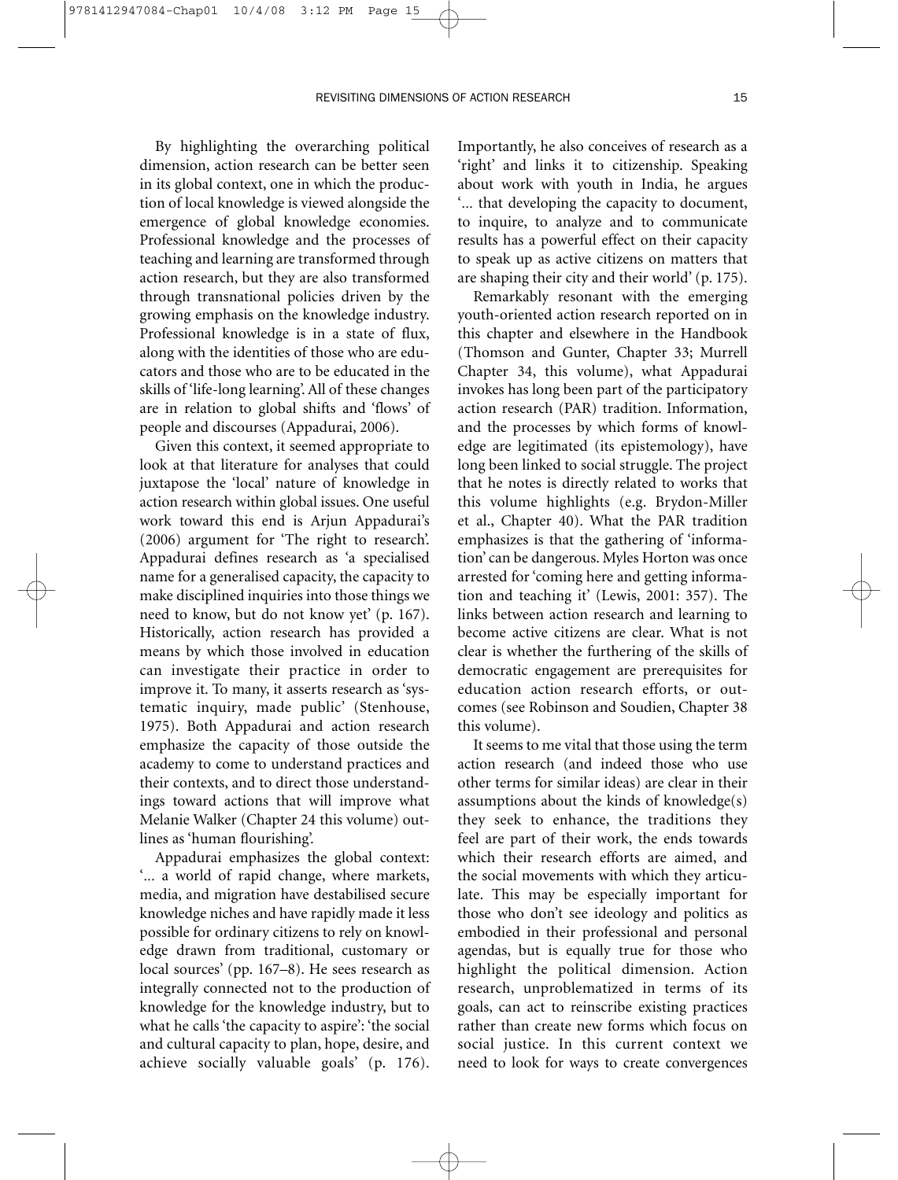By highlighting the overarching political dimension, action research can be better seen in its global context, one in which the production of local knowledge is viewed alongside the emergence of global knowledge economies. Professional knowledge and the processes of teaching and learning are transformed through action research, but they are also transformed through transnational policies driven by the growing emphasis on the knowledge industry. Professional knowledge is in a state of flux, along with the identities of those who are educators and those who are to be educated in the skills of 'life-long learning'. All of these changes are in relation to global shifts and 'flows' of people and discourses (Appadurai, 2006).

Given this context, it seemed appropriate to look at that literature for analyses that could juxtapose the 'local' nature of knowledge in action research within global issues. One useful work toward this end is Arjun Appadurai's (2006) argument for 'The right to research'. Appadurai defines research as 'a specialised name for a generalised capacity, the capacity to make disciplined inquiries into those things we need to know, but do not know yet' (p. 167). Historically, action research has provided a means by which those involved in education can investigate their practice in order to improve it. To many, it asserts research as 'systematic inquiry, made public' (Stenhouse, 1975). Both Appadurai and action research emphasize the capacity of those outside the academy to come to understand practices and their contexts, and to direct those understandings toward actions that will improve what Melanie Walker (Chapter 24 this volume) outlines as 'human flourishing'.

Appadurai emphasizes the global context: '... a world of rapid change, where markets, media, and migration have destabilised secure knowledge niches and have rapidly made it less possible for ordinary citizens to rely on knowledge drawn from traditional, customary or local sources' (pp. 167–8). He sees research as integrally connected not to the production of knowledge for the knowledge industry, but to what he calls 'the capacity to aspire': 'the social and cultural capacity to plan, hope, desire, and achieve socially valuable goals' (p. 176). Importantly, he also conceives of research as a 'right' and links it to citizenship. Speaking about work with youth in India, he argues '... that developing the capacity to document, to inquire, to analyze and to communicate results has a powerful effect on their capacity to speak up as active citizens on matters that are shaping their city and their world' (p. 175).

Remarkably resonant with the emerging youth-oriented action research reported on in this chapter and elsewhere in the Handbook (Thomson and Gunter, Chapter 33; Murrell Chapter 34, this volume), what Appadurai invokes has long been part of the participatory action research (PAR) tradition. Information, and the processes by which forms of knowledge are legitimated (its epistemology), have long been linked to social struggle. The project that he notes is directly related to works that this volume highlights (e.g. Brydon-Miller et al., Chapter 40). What the PAR tradition emphasizes is that the gathering of 'information' can be dangerous. Myles Horton was once arrested for 'coming here and getting information and teaching it' (Lewis, 2001: 357). The links between action research and learning to become active citizens are clear. What is not clear is whether the furthering of the skills of democratic engagement are prerequisites for education action research efforts, or outcomes (see Robinson and Soudien, Chapter 38 this volume).

It seems to me vital that those using the term action research (and indeed those who use other terms for similar ideas) are clear in their assumptions about the kinds of knowledge(s) they seek to enhance, the traditions they feel are part of their work, the ends towards which their research efforts are aimed, and the social movements with which they articulate. This may be especially important for those who don't see ideology and politics as embodied in their professional and personal agendas, but is equally true for those who highlight the political dimension. Action research, unproblematized in terms of its goals, can act to reinscribe existing practices rather than create new forms which focus on social justice. In this current context we need to look for ways to create convergences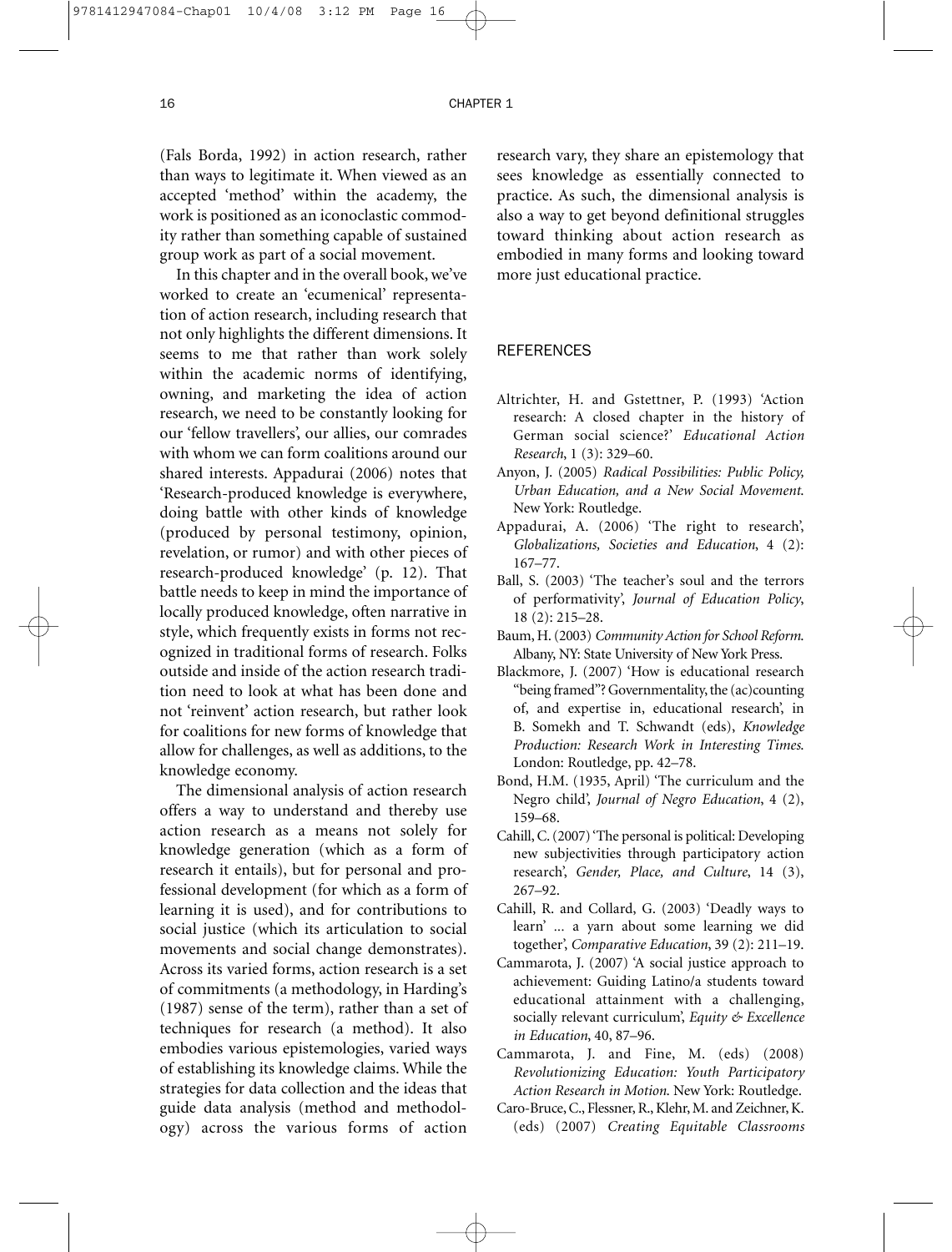(Fals Borda, 1992) in action research, rather than ways to legitimate it. When viewed as an accepted 'method' within the academy, the work is positioned as an iconoclastic commodity rather than something capable of sustained group work as part of a social movement.

In this chapter and in the overall book, we've worked to create an 'ecumenical' representation of action research, including research that not only highlights the different dimensions. It seems to me that rather than work solely within the academic norms of identifying, owning, and marketing the idea of action research, we need to be constantly looking for our 'fellow travellers', our allies, our comrades with whom we can form coalitions around our shared interests. Appadurai (2006) notes that 'Research-produced knowledge is everywhere, doing battle with other kinds of knowledge (produced by personal testimony, opinion, revelation, or rumor) and with other pieces of research-produced knowledge' (p. 12). That battle needs to keep in mind the importance of locally produced knowledge, often narrative in style, which frequently exists in forms not recognized in traditional forms of research. Folks outside and inside of the action research tradition need to look at what has been done and not 'reinvent' action research, but rather look for coalitions for new forms of knowledge that allow for challenges, as well as additions, to the knowledge economy.

The dimensional analysis of action research offers a way to understand and thereby use action research as a means not solely for knowledge generation (which as a form of research it entails), but for personal and professional development (for which as a form of learning it is used), and for contributions to social justice (which its articulation to social movements and social change demonstrates). Across its varied forms, action research is a set of commitments (a methodology, in Harding's (1987) sense of the term), rather than a set of techniques for research (a method). It also embodies various epistemologies, varied ways of establishing its knowledge claims. While the strategies for data collection and the ideas that guide data analysis (method and methodology) across the various forms of action research vary, they share an epistemology that sees knowledge as essentially connected to practice. As such, the dimensional analysis is also a way to get beyond definitional struggles toward thinking about action research as embodied in many forms and looking toward more just educational practice.

## REFERENCES

Altrichter, H. and Gstettner, P. (1993) 'Action research: A closed chapter in the history of German social science?' *Educational Action Research*, 1 (3): 329–60.

Anyon, J. (2005) *Radical Possibilities: Public Policy, Urban Education, and a New Social Movement*. New York: Routledge.

Appadurai, A. (2006) 'The right to research', *Globalizations, Societies and Education*, 4 (2): 167–77.

Ball, S. (2003) 'The teacher's soul and the terrors of performativity', *Journal of Education Policy*, 18 (2): 215–28.

Baum, H. (2003) *Community Action for School Reform*. Albany, NY: State University of New York Press.

Blackmore, J. (2007) 'How is educational research "being framed"? Governmentality, the (ac)counting of, and expertise in, educational research', in B. Somekh and T. Schwandt (eds), *Knowledge Production: Research Work in Interesting Times*. London: Routledge, pp. 42–78.

Bond, H.M. (1935, April) 'The curriculum and the Negro child', *Journal of Negro Education*, 4 (2), 159–68.

Cahill, C. (2007) 'The personal is political: Developing new subjectivities through participatory action research', *Gender, Place, and Culture*, 14 (3), 267–92.

Cahill, R. and Collard, G. (2003) 'Deadly ways to learn' ... a yarn about some learning we did together', *Comparative Education*, 39 (2): 211–19.

Cammarota, J. (2007) 'A social justice approach to achievement: Guiding Latino/a students toward educational attainment with a challenging, socially relevant curriculum', *Equity & Excellence in Education*, 40, 87–96.

Cammarota, J. and Fine, M. (eds) (2008) *Revolutionizing Education: Youth Participatory Action Research in Motion*. New York: Routledge.

Caro-Bruce, C., Flessner, R., Klehr, M. and Zeichner, K. (eds) (2007) *Creating Equitable Classrooms*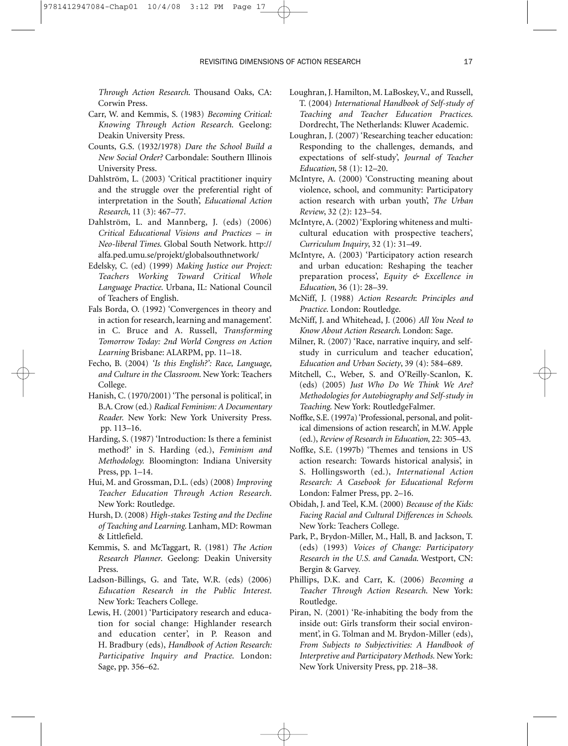*Through Action Research.* Thousand Oaks, CA: Corwin Press.

Carr, W. and Kemmis, S. (1983) *Becoming Critical: Knowing Through Action Research.* Geelong: Deakin University Press.

Counts, G.S. (1932/1978) *Dare the School Build a New Social Order?* Carbondale: Southern Illinois University Press.

Dahlström, L. (2003) 'Critical practitioner inquiry and the struggle over the preferential right of interpretation in the South', *Educational Action Research*, 11 (3): 467–77.

Dahlström, L. and Mannberg, J. (eds) (2006) *Critical Educational Visions and Practices – in Neo-liberal Times.* Global South Network. http://alfa.ped.umu.se/projekt/globalsouthnetwork/

Edelsky, C. (ed) (1999) *Making Justice our Project: Teachers Working Toward Critical Whole Language Practice.* Urbana, IL: National Council of Teachers of English.

Fals Borda, O. (1992) 'Convergences in theory and in action for research, learning and management'. in C. Bruce and A. Russell, *Transforming Tomorrow Today: 2nd World Congress on Action Learning* Brisbane: ALARPM, pp. 11–18.

Fecho, B. (2004) *'Is this English?': Race, Language, and Culture in the Classroom.* New York: Teachers College.

Hanish, C. (1970/2001) 'The personal is political', in B.A. Crow (ed.) *Radical Feminism: A Documentary Reader.* New York: New York University Press. pp. 113–16.

Harding, S. (1987) 'Introduction: Is there a feminist method?' in S. Harding (ed.), *Feminism and Methodology.* Bloomington: Indiana University Press, pp. 1–14.

Hui, M. and Grossman, D.L. (eds) (2008) *Improving Teacher Education Through Action Research.* New York: Routledge.

Hursh, D. (2008) *High-stakes Testing and the Decline of Teaching and Learning.* Lanham, MD: Rowman & Littlefield.

Kemmis, S. and McTaggart, R. (1981) *The Action Research Planner.* Geelong: Deakin University Press.

Ladson-Billings, G. and Tate, W.R. (eds) (2006) *Education Research in the Public Interest.* New York: Teachers College.

Lewis, H. (2001) 'Participatory research and education for social change: Highlander research and education center', in P. Reason and H. Bradbury (eds), *Handbook of Action Research: Participative Inquiry and Practice.* London: Sage, pp. 356–62.

Loughran, J. Hamilton, M. LaBoskey, V., and Russell, T. (2004) *International Handbook of Self-study of Teaching and Teacher Education Practices.* Dordrecht, The Netherlands: Kluwer Academic.

Loughran, J. (2007) 'Researching teacher education: Responding to the challenges, demands, and expectations of self-study', *Journal of Teacher Education*, 58 (1): 12–20.

McIntyre, A. (2000) 'Constructing meaning about violence, school, and community: Participatory action research with urban youth', *The Urban Review*, 32 (2): 123–54.

McIntyre, A. (2002) 'Exploring whiteness and multicultural education with prospective teachers', *Curriculum Inquiry*, 32 (1): 31–49.

McIntyre, A. (2003) 'Participatory action research and urban education: Reshaping the teacher preparation process', *Equity & Excellence in Education*, 36 (1): 28–39.

McNiff, J. (1988) *Action Research: Principles and Practice.* London: Routledge.

McNiff, J. and Whitehead, J. (2006) *All You Need to Know About Action Research.* London: Sage.

Milner, R. (2007) 'Race, narrative inquiry, and self-study in curriculum and teacher education', *Education and Urban Society*, 39 (4): 584–689.

Mitchell, C., Weber, S. and O'Reilly-Scanlon, K. (eds) (2005) *Just Who Do We Think We Are? Methodologies for Autobiography and Self-study in Teaching.* New York: RoutledgeFalmer.

Noffke, S.E. (1997a) 'Professional, personal, and political dimensions of action research', in M.W. Apple (ed.), *Review of Research in Education*, 22: 305–43.

Noffke, S.E. (1997b) 'Themes and tensions in US action research: Towards historical analysis', in S. Hollingsworth (ed.), *International Action Research: A Casebook for Educational Reform* London: Falmer Press, pp. 2–16.

Obidah, J. and Teel, K.M. (2000) *Because of the Kids: Facing Racial and Cultural Differences in Schools.* New York: Teachers College.

Park, P., Brydon-Miller, M., Hall, B. and Jackson, T. (eds) (1993) *Voices of Change: Participatory Research in the U.S. and Canada.* Westport, CN: Bergin & Garvey.

Phillips, D.K. and Carr, K. (2006) *Becoming a Teacher Through Action Research.* New York: Routledge.

Piran, N. (2001) 'Re-inhabiting the body from the inside out: Girls transform their social environment', in G. Tolman and M. Brydon-Miller (eds), *From Subjects to Subjectivities: A Handbook of Interpretive and Participatory Methods.* New York: New York University Press, pp. 218–38.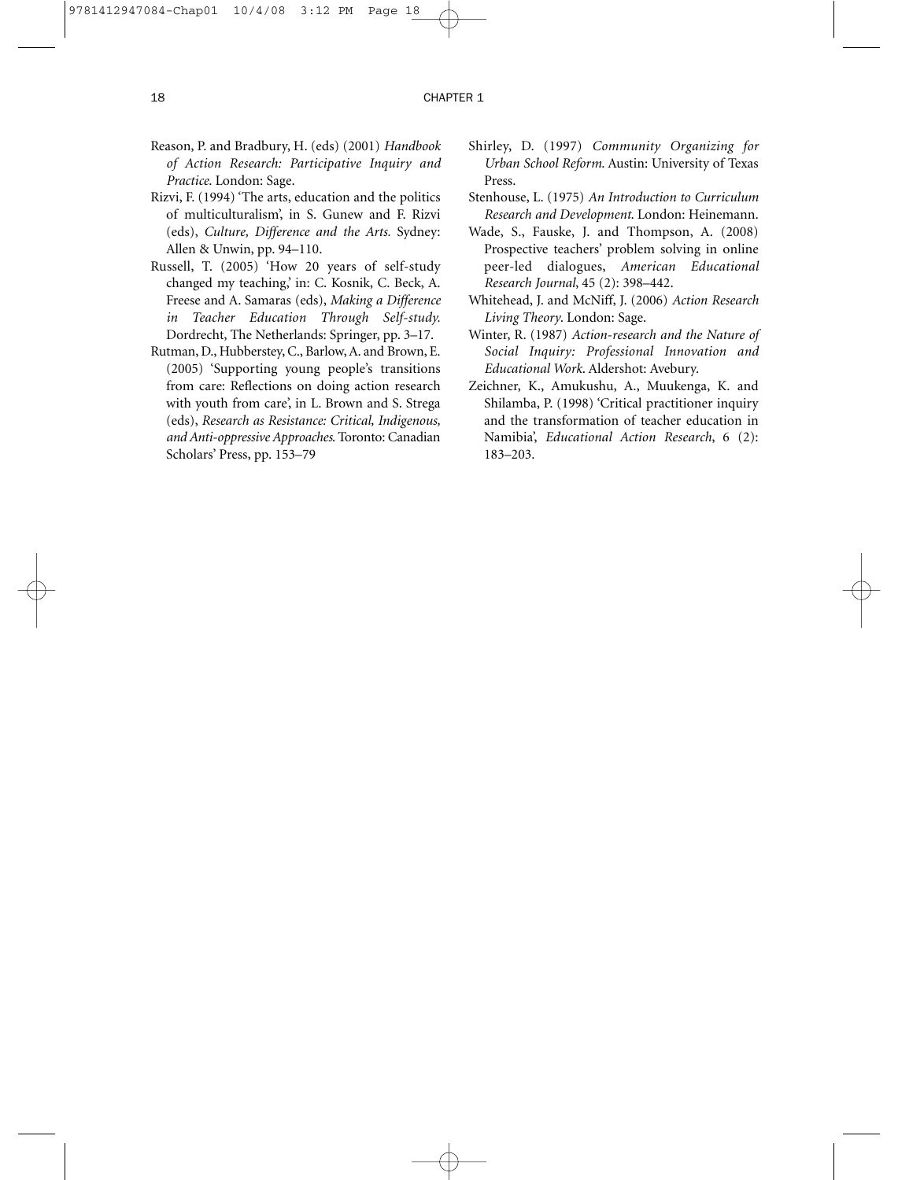Reason, P. and Bradbury, H. (eds) (2001) *Handbook of Action Research: Participative Inquiry and Practice.* London: Sage.

Rizvi, F. (1994) 'The arts, education and the politics of multiculturalism', in S. Gunew and F. Rizvi (eds), *Culture, Difference and the Arts.* Sydney: Allen & Unwin, pp. 94–110.

Russell, T. (2005) 'How 20 years of self-study changed my teaching,' in: C. Kosnik, C. Beck, A. Freese and A. Samaras (eds), *Making a Difference in Teacher Education Through Self-study.* Dordrecht, The Netherlands: Springer, pp. 3–17.

Rutman, D., Hubberstey, C., Barlow, A. and Brown, E. (2005) 'Supporting young people's transitions from care: Reflections on doing action research with youth from care', in L. Brown and S. Strega (eds), *Research as Resistance: Critical, Indigenous, and Anti-oppressive Approaches.* Toronto: Canadian Scholars' Press, pp. 153–79

Shirley, D. (1997) *Community Organizing for Urban School Reform.* Austin: University of Texas Press.

Stenhouse, L. (1975) *An Introduction to Curriculum Research and Development.* London: Heinemann.

Wade, S., Fauske, J. and Thompson, A. (2008) Prospective teachers' problem solving in online peer-led dialogues, *American Educational Research Journal*, 45 (2): 398–442.

Whitehead, J. and McNiff, J. (2006) *Action Research Living Theory.* London: Sage.

Winter, R. (1987) *Action-research and the Nature of Social Inquiry: Professional Innovation and Educational Work.* Aldershot: Avebury.

Zeichner, K., Amukushu, A., Muukenga, K. and Shilamba, P. (1998) 'Critical practitioner inquiry and the transformation of teacher education in Namibia', *Educational Action Research*, 6 (2): 183–203.